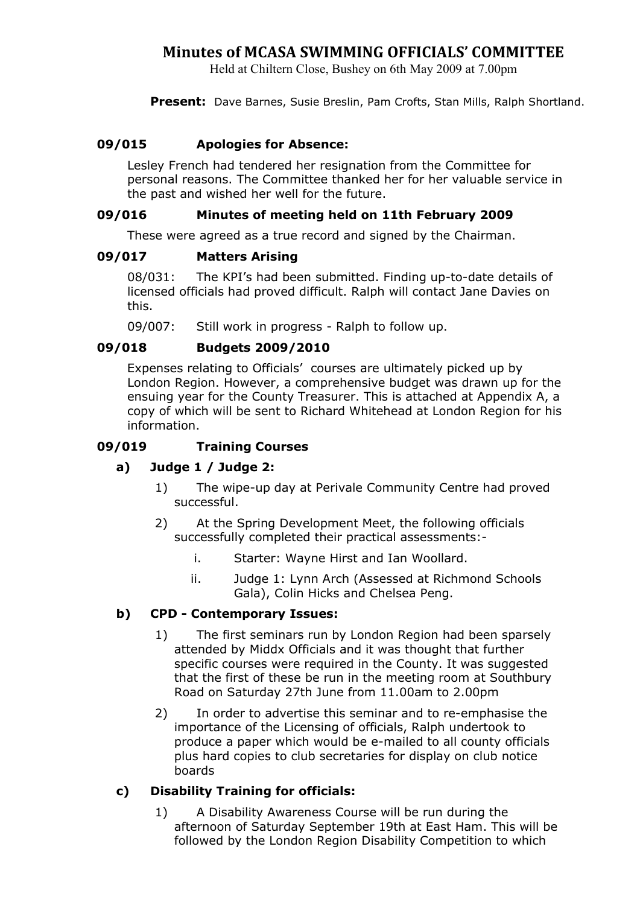# Minutes of MCASA SWIMMING OFFICIALS' COMMITTEE

Held at Chiltern Close, Bushey on 6th May 2009 at 7.00pm

**Present:** Dave Barnes, Susie Breslin, Pam Crofts, Stan Mills, Ralph Shortland.

## 09/015 Apologies for Absence:

Lesley French had tendered her resignation from the Committee for personal reasons. The Committee thanked her for her valuable service in the past and wished her well for the future.

## 09/016 Minutes of meeting held on 11th February 2009

These were agreed as a true record and signed by the Chairman.

## 09/017 Matters Arising

08/031: The KPI's had been submitted. Finding up-to-date details of licensed officials had proved difficult. Ralph will contact Jane Davies on this.

09/007: Still work in progress - Ralph to follow up.

## 09/018 Budgets 2009/2010

Expenses relating to Officials' courses are ultimately picked up by London Region. However, a comprehensive budget was drawn up for the ensuing year for the County Treasurer. This is attached at Appendix A, a copy of which will be sent to Richard Whitehead at London Region for his information.

## 09/019 Training Courses

### a) Judge 1 / Judge 2:

1) The wipe-up day at Perivale Community Centre had proved successful.

2) At the Spring Development Meet, the following officials successfully completed their practical assessments:-

   i. Starter: Wayne Hirst and Ian Woollard.

   ii. Judge 1: Lynn Arch (Assessed at Richmond Schools Gala), Colin Hicks and Chelsea Peng.

### b) CPD - Contemporary Issues:

1) The first seminars run by London Region had been sparsely attended by Middx Officials and it was thought that further specific courses were required in the County. It was suggested that the first of these be run in the meeting room at Southbury Road on Saturday 27th June from 11.00am to 2.00pm

2) In order to advertise this seminar and to re-emphasise the importance of the Licensing of officials, Ralph undertook to produce a paper which would be e-mailed to all county officials plus hard copies to club secretaries for display on club notice boards

### c) Disability Training for officials:

1) A Disability Awareness Course will be run during the afternoon of Saturday September 19th at East Ham. This will be followed by the London Region Disability Competition to which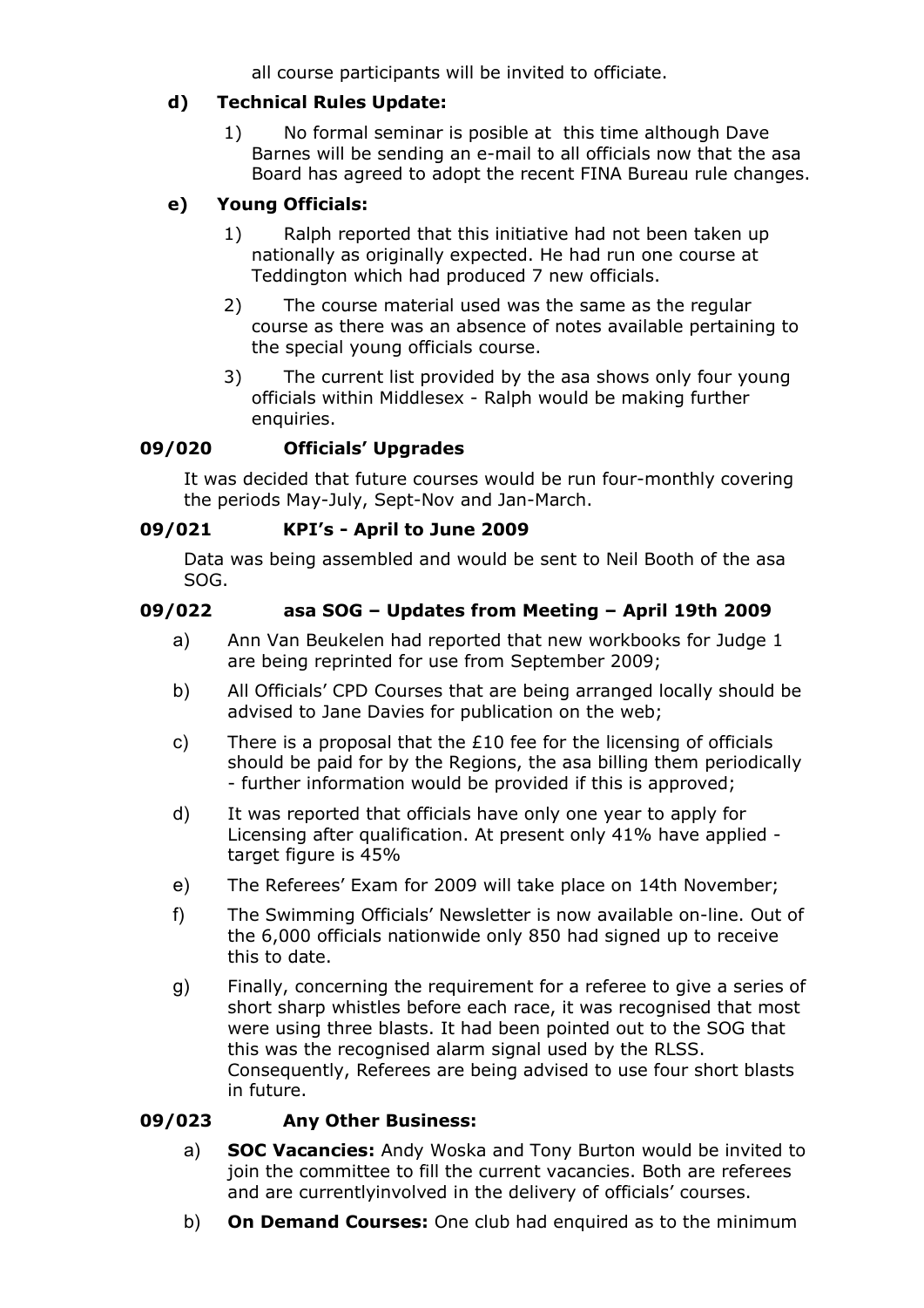all course participants will be invited to officiate.

**d) Technical Rules Update:**

1) No formal seminar is posible at this time although Dave Barnes will be sending an e-mail to all officials now that the asa Board has agreed to adopt the recent FINA Bureau rule changes.

**e) Young Officials:**

1) Ralph reported that this initiative had not been taken up nationally as originally expected. He had run one course at Teddington which had produced 7 new officials.

2) The course material used was the same as the regular course as there was an absence of notes available pertaining to the special young officials course.

3) The current list provided by the asa shows only four young officials within Middlesex - Ralph would be making further enquiries.

### 09/020 Officials' Upgrades

It was decided that future courses would be run four-monthly covering the periods May-July, Sept-Nov and Jan-March.

### 09/021 KPI's - April to June 2009

Data was being assembled and would be sent to Neil Booth of the asa SOG.

### 09/022 asa SOG – Updates from Meeting – April 19th 2009

a) Ann Van Beukelen had reported that new workbooks for Judge 1 are being reprinted for use from September 2009;

b) All Officials' CPD Courses that are being arranged locally should be advised to Jane Davies for publication on the web;

c) There is a proposal that the £10 fee for the licensing of officials should be paid for by the Regions, the asa billing them periodically - further information would be provided if this is approved;

d) It was reported that officials have only one year to apply for Licensing after qualification. At present only 41% have applied - target figure is 45%

e) The Referees' Exam for 2009 will take place on 14th November;

f) The Swimming Officials' Newsletter is now available on-line. Out of the 6,000 officials nationwide only 850 had signed up to receive this to date.

g) Finally, concerning the requirement for a referee to give a series of short sharp whistles before each race, it was recognised that most were using three blasts. It had been pointed out to the SOG that this was the recognised alarm signal used by the RLSS. Consequently, Referees are being advised to use four short blasts in future.

### 09/023 Any Other Business:

a) **SOC Vacancies:** Andy Woska and Tony Burton would be invited to join the committee to fill the current vacancies. Both are referees and are currentlyinvolved in the delivery of officials' courses.

b) **On Demand Courses:** One club had enquired as to the minimum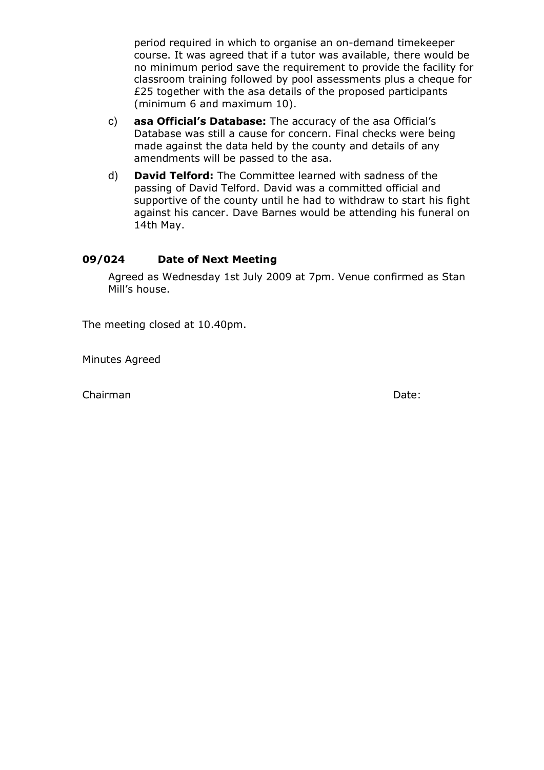period required in which to organise an on-demand timekeeper course. It was agreed that if a tutor was available, there would be no minimum period save the requirement to provide the facility for classroom training followed by pool assessments plus a cheque for £25 together with the asa details of the proposed participants (minimum 6 and maximum 10).

c) **asa Official's Database:** The accuracy of the asa Official's Database was still a cause for concern. Final checks were being made against the data held by the county and details of any amendments will be passed to the asa.

d) **David Telford:** The Committee learned with sadness of the passing of David Telford. David was a committed official and supportive of the county until he had to withdraw to start his fight against his cancer. Dave Barnes would be attending his funeral on 14th May.

### 09/024 Date of Next Meeting

Agreed as Wednesday 1st July 2009 at 7pm. Venue confirmed as Stan Mill's house.

The meeting closed at 10.40pm.

Minutes Agreed

Chairman                                                                 Date: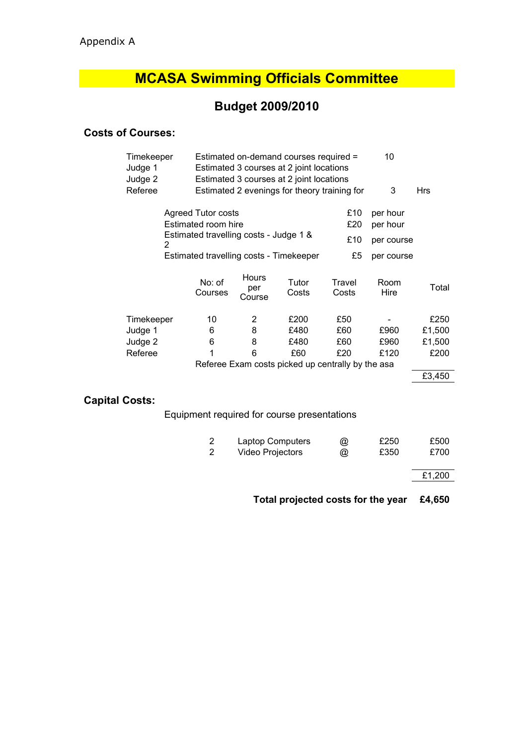Appendix A

# MCASA Swimming Officials Committee

## Budget 2009/2010

### Costs of Courses:

| | | | |
|---|---|---|---|
| Timekeeper | Estimated on-demand courses required = | 10 | |
| Judge 1 | Estimated 3 courses at 2 joint locations | | |
| Judge 2 | Estimated 3 courses at 2 joint locations | | |
| Referee | Estimated 2 evenings for theory training for | 3 | Hrs |

| | | |
|---|---|---|
| Agreed Tutor costs | £10 | per hour |
| Estimated room hire | £20 | per hour |
| Estimated travelling costs - Judge 1 & 2 | £10 | per course |
| Estimated travelling costs - Timekeeper | £5 | per course |

| | No: of Courses | Hours per Course | Tutor Costs | Travel Costs | Room Hire | Total |
|---|---|---|---|---|---|---|
| Timekeeper | 10 | 2 | £200 | £50 | - | £250 |
| Judge 1 | 6 | 8 | £480 | £60 | £960 | £1,500 |
| Judge 2 | 6 | 8 | £480 | £60 | £960 | £1,500 |
| Referee | 1 | 6 | £60 | £20 | £120 | £200 |
| | Referee Exam costs picked up centrally by the asa | | | | | |
| | | | | | | £3,450 |

### Capital Costs:

Equipment required for course presentations

| | | | | |
|---|---|---|---|---|
| 2 | Laptop Computers | @ | £250 | £500 |
| 2 | Video Projectors | @ | £350 | £700 |
| | | | | £1,200 |

**Total projected costs for the year £4,650**